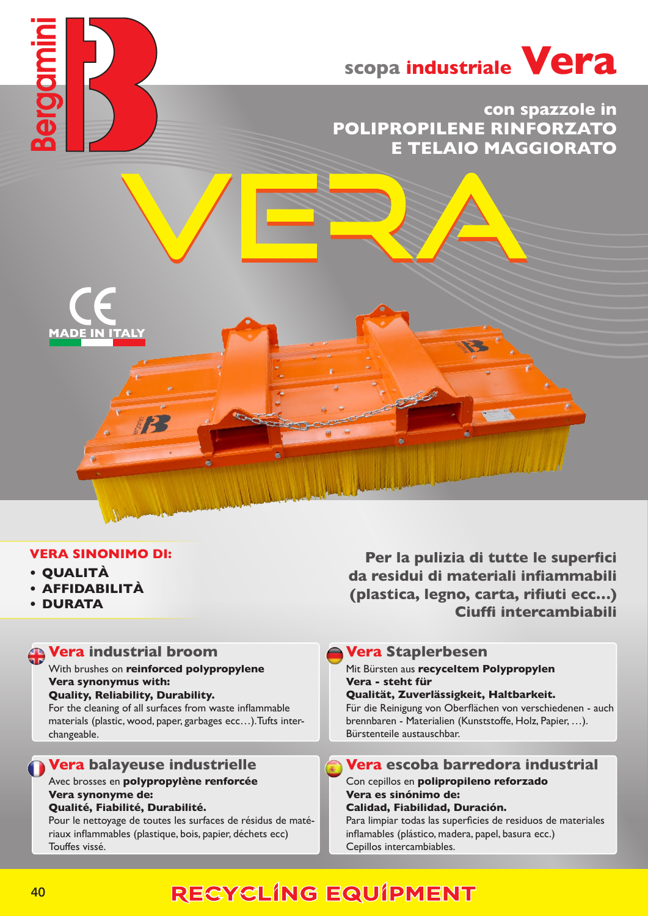# scopa industriale Vera

**con spazzole in POLIPROPILENE RINFORZATO E TELAIO MAGGIORATO**

# VERA

CE

MADE IN ITALY

**VERA SINONIMO DI:**

- **QUALITÀ**
- **AFFIDABILITÀ**
- **DURATA**

**Per la pulizia di tutte le superfici da residui di materiali infiammabili (plastica, legno, carta, rifiuti ecc...) Ciuffi intercambiabili**

## Vera industrial broom

With brushes on **reinforced polypropylene**
**Vera synonymus with:**
**Quality, Reliability, Durability.**
For the cleaning of all surfaces from waste inflammable materials (plastic, wood, paper, garbages ecc…).Tufts interchangeable.

## Vera Staplerbesen

Mit Bürsten aus **recyceltem Polypropylen**
**Vera - steht für**
**Qualität, Zuverlässigkeit, Haltbarkeit.**
Für die Reinigung von Oberflächen von verschiedenen - auch brennbaren - Materialien (Kunststoffe, Holz, Papier, …). Bürstenteile austauschbar.

## Vera balayeuse industrielle

Avec brosses en **polypropylène renforcée**
**Vera synonyme de:**
**Qualité, Fiabilité, Durabilité.**
Pour le nettoyage de toutes les surfaces de résidus de matériaux inflammables (plastique, bois, papier, déchets ecc)
Touffes vissé.

## Vera escoba barredora industrial

Con cepillos en **polipropileno reforzado**
**Vera es sinónimo de:**
**Calidad, Fiabilidad, Duración.**
Para limpiar todas las superficies de residuos de materiales inflamables (plástico, madera, papel, basura ecc.)
Cepillos intercambiables.

RECYCLING EQUIPMENT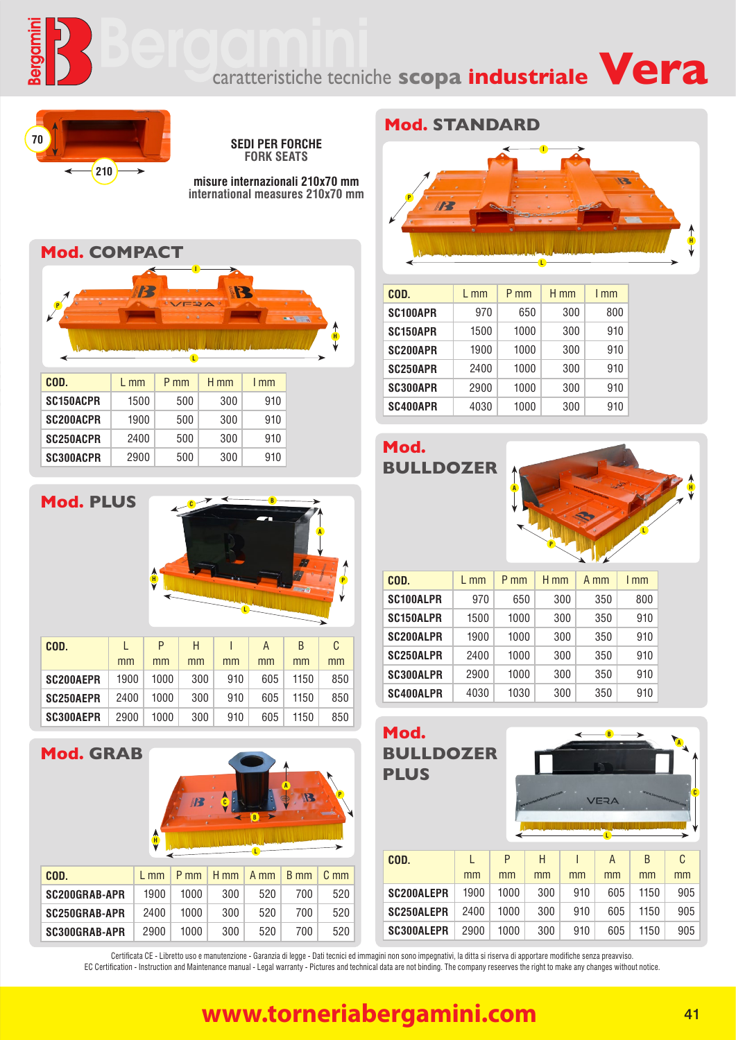# caratteristiche tecniche scopa industriale Vera

**SEDI PER FORCHE**
**FORK SEATS**

**misure internazionali 210x70 mm**
**international measures 210x70 mm**

## Mod. COMPACT

| COD. | L mm | P mm | H mm | I mm |
|---|---|---|---|---|
| SC150ACPR | 1500 | 500 | 300 | 910 |
| SC200ACPR | 1900 | 500 | 300 | 910 |
| SC250ACPR | 2400 | 500 | 300 | 910 |
| SC300ACPR | 2900 | 500 | 300 | 910 |

## Mod. PLUS

| COD. | L mm | P mm | H mm | I mm | A mm | B mm | C mm |
|---|---|---|---|---|---|---|---|
| SC200AEPR | 1900 | 1000 | 300 | 910 | 605 | 1150 | 850 |
| SC250AEPR | 2400 | 1000 | 300 | 910 | 605 | 1150 | 850 |
| SC300AEPR | 2900 | 1000 | 300 | 910 | 605 | 1150 | 850 |

## Mod. GRAB

| COD. | L mm | P mm | H mm | A mm | B mm | C mm |
|---|---|---|---|---|---|---|
| SC200GRAB-APR | 1900 | 1000 | 300 | 520 | 700 | 520 |
| SC250GRAB-APR | 2400 | 1000 | 300 | 520 | 700 | 520 |
| SC300GRAB-APR | 2900 | 1000 | 300 | 520 | 700 | 520 |

## Mod. STANDARD

| COD. | L mm | P mm | H mm | I mm |
|---|---|---|---|---|
| SC100APR | 970 | 650 | 300 | 800 |
| SC150APR | 1500 | 1000 | 300 | 910 |
| SC200APR | 1900 | 1000 | 300 | 910 |
| SC250APR | 2400 | 1000 | 300 | 910 |
| SC300APR | 2900 | 1000 | 300 | 910 |
| SC400APR | 4030 | 1000 | 300 | 910 |

## Mod. BULLDOZER

| COD. | L mm | P mm | H mm | A mm | I mm |
|---|---|---|---|---|---|
| SC100ALPR | 970 | 650 | 300 | 350 | 800 |
| SC150ALPR | 1500 | 1000 | 300 | 350 | 910 |
| SC200ALPR | 1900 | 1000 | 300 | 350 | 910 |
| SC250ALPR | 2400 | 1000 | 300 | 350 | 910 |
| SC300ALPR | 2900 | 1000 | 300 | 350 | 910 |
| SC400ALPR | 4030 | 1030 | 300 | 350 | 910 |

## Mod. BULLDOZER PLUS

| COD. | L mm | P mm | H mm | I mm | A mm | B mm | C mm |
|---|---|---|---|---|---|---|---|
| SC200ALEPR | 1900 | 1000 | 300 | 910 | 605 | 1150 | 905 |
| SC250ALEPR | 2400 | 1000 | 300 | 910 | 605 | 1150 | 905 |
| SC300ALEPR | 2900 | 1000 | 300 | 910 | 605 | 1150 | 905 |

Certificata CE - Libretto uso e manutenzione - Garanzia di legge - Dati tecnici ed immagini non sono impegnativi, la ditta si riserva di apportare modifiche senza preavviso.
EC Certification - Instruction and Maintenance manual - Legal warranty - Pictures and technical data are not binding. The company reserves the right to make any changes without notice.

www.torneriabergamini.com